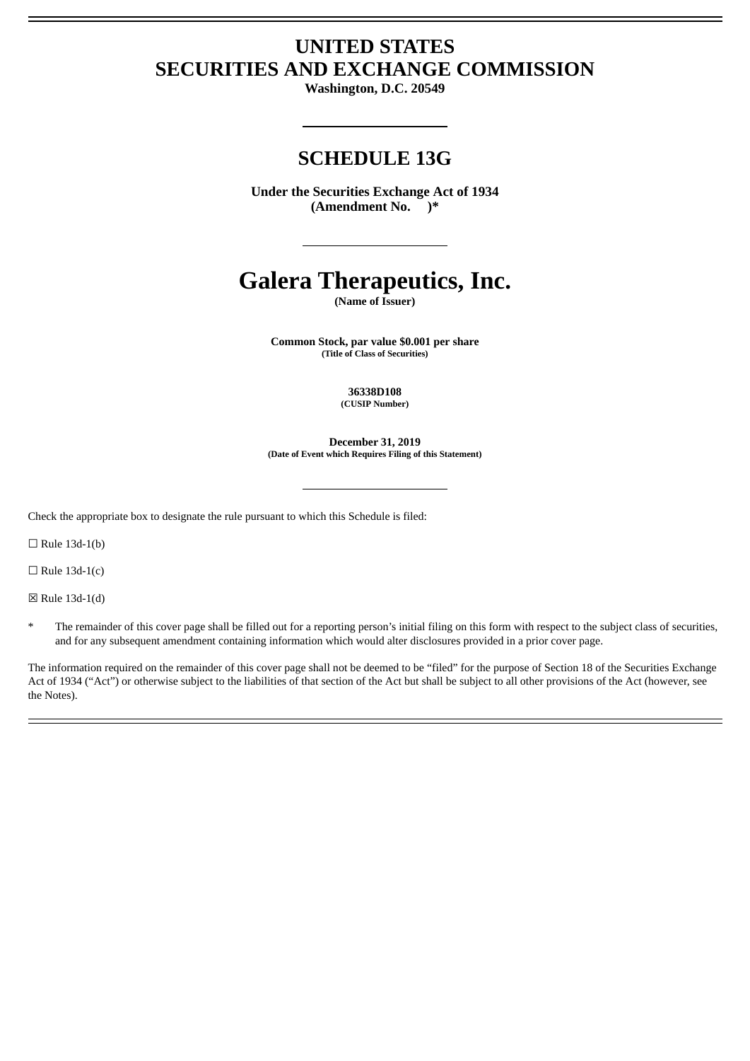# UNITED STATES
# SECURITIES AND EXCHANGE COMMISSION

**Washington, D.C. 20549**

## SCHEDULE 13G

**Under the Securities Exchange Act of 1934**
**(Amendment No.     )***

# Galera Therapeutics, Inc.

**(Name of Issuer)**

**Common Stock, par value $0.001 per share**
**(Title of Class of Securities)**

**36338D108**
**(CUSIP Number)**

**December 31, 2019**
**(Date of Event which Requires Filing of this Statement)**

Check the appropriate box to designate the rule pursuant to which this Schedule is filed:

☐ Rule 13d-1(b)

☐ Rule 13d-1(c)

☒ Rule 13d-1(d)

\* The remainder of this cover page shall be filled out for a reporting person's initial filing on this form with respect to the subject class of securities, and for any subsequent amendment containing information which would alter disclosures provided in a prior cover page.

The information required on the remainder of this cover page shall not be deemed to be "filed" for the purpose of Section 18 of the Securities Exchange Act of 1934 ("Act") or otherwise subject to the liabilities of that section of the Act but shall be subject to all other provisions of the Act (however, see the Notes).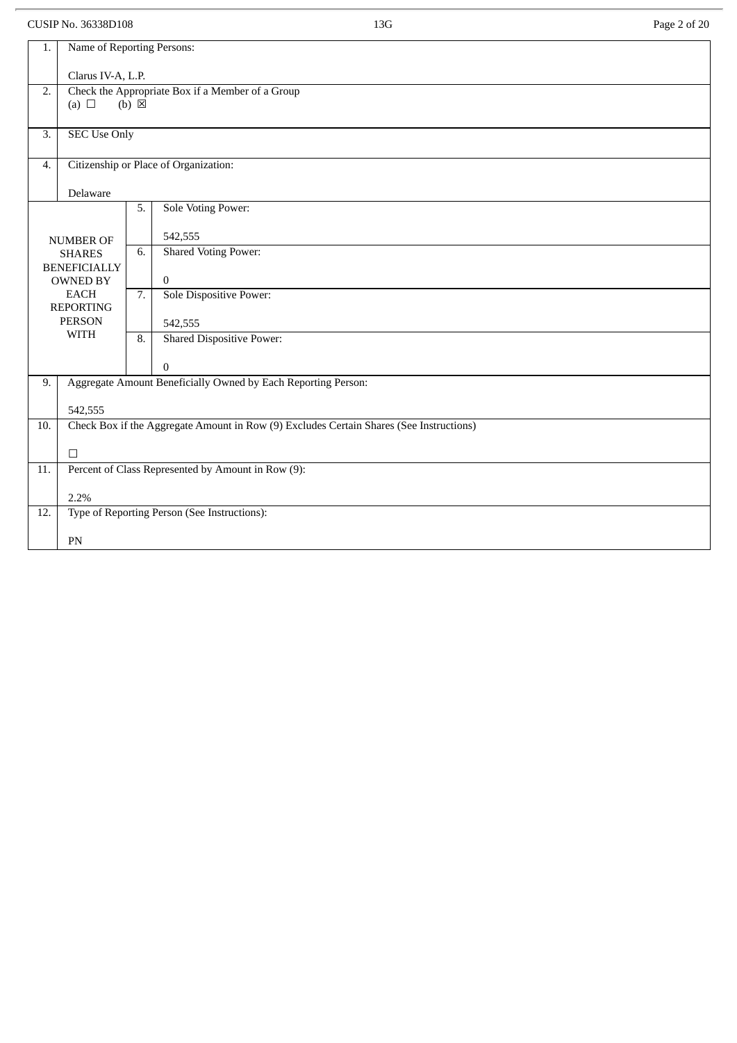CUSIP No. 36338D108 | 13G

| | | | |
|---|---|---|---|
| 1. | Name of Reporting Persons:<br><br>Clarus IV-A, L.P. | | |
| 2. | Check the Appropriate Box if a Member of a Group<br>(a) ☐ (b) ☒ | | |
| 3. | SEC Use Only | | |
| 4. | Citizenship or Place of Organization:<br><br>Delaware | | |
| NUMBER OF SHARES BENEFICIALLY OWNED BY EACH REPORTING PERSON WITH | 5. | Sole Voting Power:<br><br>542,555 | |
| | 6. | Shared Voting Power:<br><br>0 | |
| | 7. | Sole Dispositive Power:<br><br>542,555 | |
| | 8. | Shared Dispositive Power:<br><br>0 | |
| 9. | Aggregate Amount Beneficially Owned by Each Reporting Person:<br><br>542,555 | | |
| 10. | Check Box if the Aggregate Amount in Row (9) Excludes Certain Shares (See Instructions)<br><br>☐ | | |
| 11. | Percent of Class Represented by Amount in Row (9):<br><br>2.2% | | |
| 12. | Type of Reporting Person (See Instructions):<br><br>PN | | |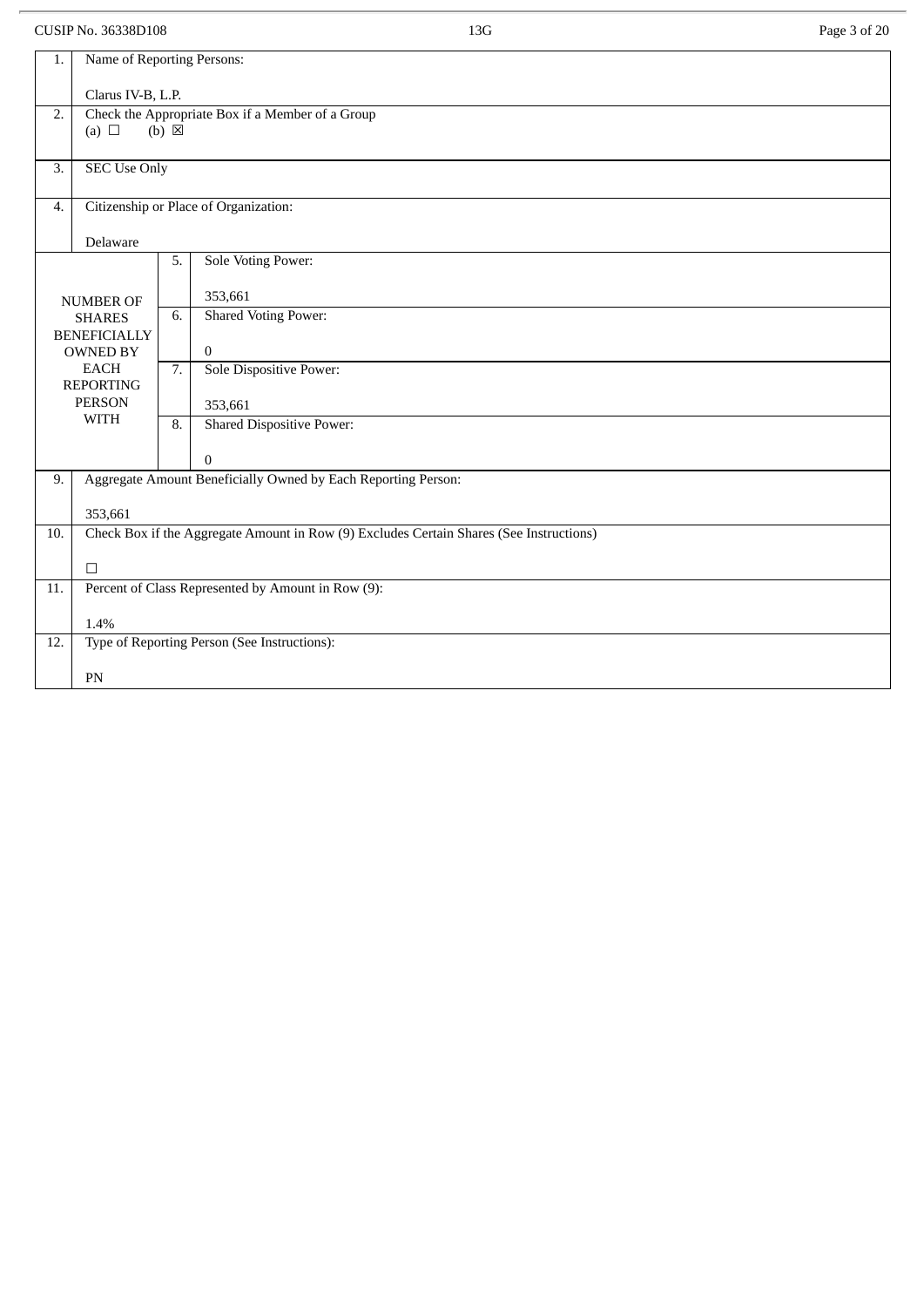| 1. | Name of Reporting Persons:<br><br>Clarus IV-B, L.P. | | |
|---|---|---|---|
| 2. | Check the Appropriate Box if a Member of a Group<br>(a) ☐ (b) ☒ | | |
| 3. | SEC Use Only | | |
| 4. | Citizenship or Place of Organization:<br><br>Delaware | | |
| NUMBER OF SHARES BENEFICIALLY OWNED BY EACH REPORTING PERSON WITH | 5. | Sole Voting Power:<br><br>353,661 | |
| | 6. | Shared Voting Power:<br><br>0 | |
| | 7. | Sole Dispositive Power:<br><br>353,661 | |
| | 8. | Shared Dispositive Power:<br><br>0 | |
| 9. | Aggregate Amount Beneficially Owned by Each Reporting Person:<br><br>353,661 | | |
| 10. | Check Box if the Aggregate Amount in Row (9) Excludes Certain Shares (See Instructions)<br><br>☐ | | |
| 11. | Percent of Class Represented by Amount in Row (9):<br><br>1.4% | | |
| 12. | Type of Reporting Person (See Instructions):<br><br>PN | | |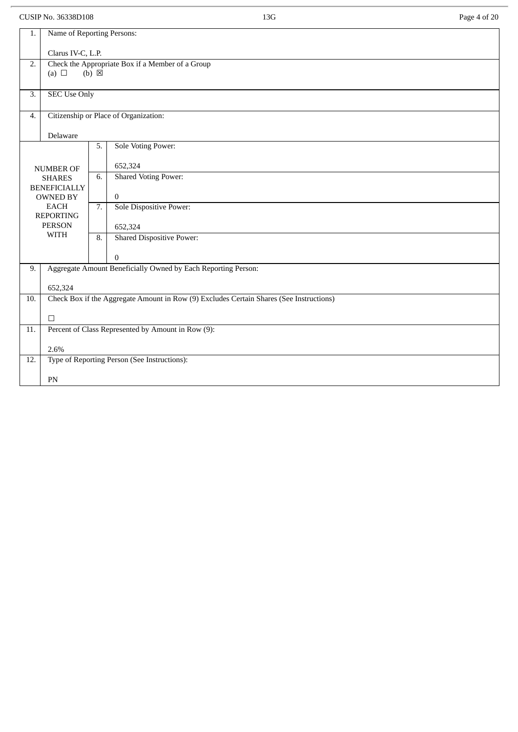CUSIP No. 36338D108 13G

| | | | |
|---|---|---|---|
| 1. | Name of Reporting Persons:<br><br>Clarus IV-C, L.P. | | |
| 2. | Check the Appropriate Box if a Member of a Group<br>(a) ☐ (b) ☒ | | |
| 3. | SEC Use Only | | |
| 4. | Citizenship or Place of Organization:<br><br>Delaware | | |
| NUMBER OF SHARES BENEFICIALLY OWNED BY EACH REPORTING PERSON WITH | 5. | Sole Voting Power:<br><br>652,324 | |
| | 6. | Shared Voting Power:<br><br>0 | |
| | 7. | Sole Dispositive Power:<br><br>652,324 | |
| | 8. | Shared Dispositive Power:<br><br>0 | |
| 9. | Aggregate Amount Beneficially Owned by Each Reporting Person:<br><br>652,324 | | |
| 10. | Check Box if the Aggregate Amount in Row (9) Excludes Certain Shares (See Instructions)<br><br>☐ | | |
| 11. | Percent of Class Represented by Amount in Row (9):<br><br>2.6% | | |
| 12. | Type of Reporting Person (See Instructions):<br><br>PN | | |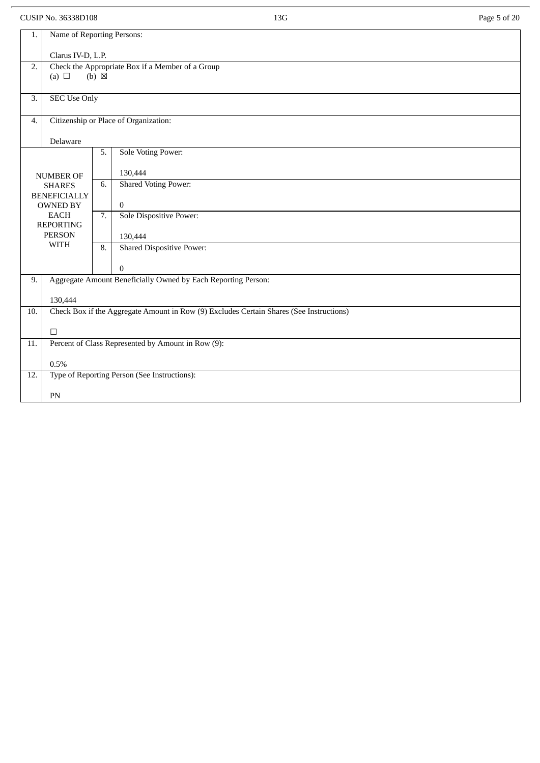CUSIP No. 36338D108 | 13G

| 1. | Name of Reporting Persons:<br><br>Clarus IV-D, L.P. | | |
|---|---|---|---|
| 2. | Check the Appropriate Box if a Member of a Group<br>(a) ☐ (b) ☒ | | |
| 3. | SEC Use Only | | |
| 4. | Citizenship or Place of Organization:<br><br>Delaware | | |
| NUMBER OF SHARES BENEFICIALLY OWNED BY EACH REPORTING PERSON WITH | | 5. | Sole Voting Power:<br><br>130,444 |
| | | 6. | Shared Voting Power:<br><br>0 |
| | | 7. | Sole Dispositive Power:<br><br>130,444 |
| | | 8. | Shared Dispositive Power:<br><br>0 |
| 9. | Aggregate Amount Beneficially Owned by Each Reporting Person:<br><br>130,444 | | |
| 10. | Check Box if the Aggregate Amount in Row (9) Excludes Certain Shares (See Instructions)<br><br>☐ | | |
| 11. | Percent of Class Represented by Amount in Row (9):<br><br>0.5% | | |
| 12. | Type of Reporting Person (See Instructions):<br><br>PN | | |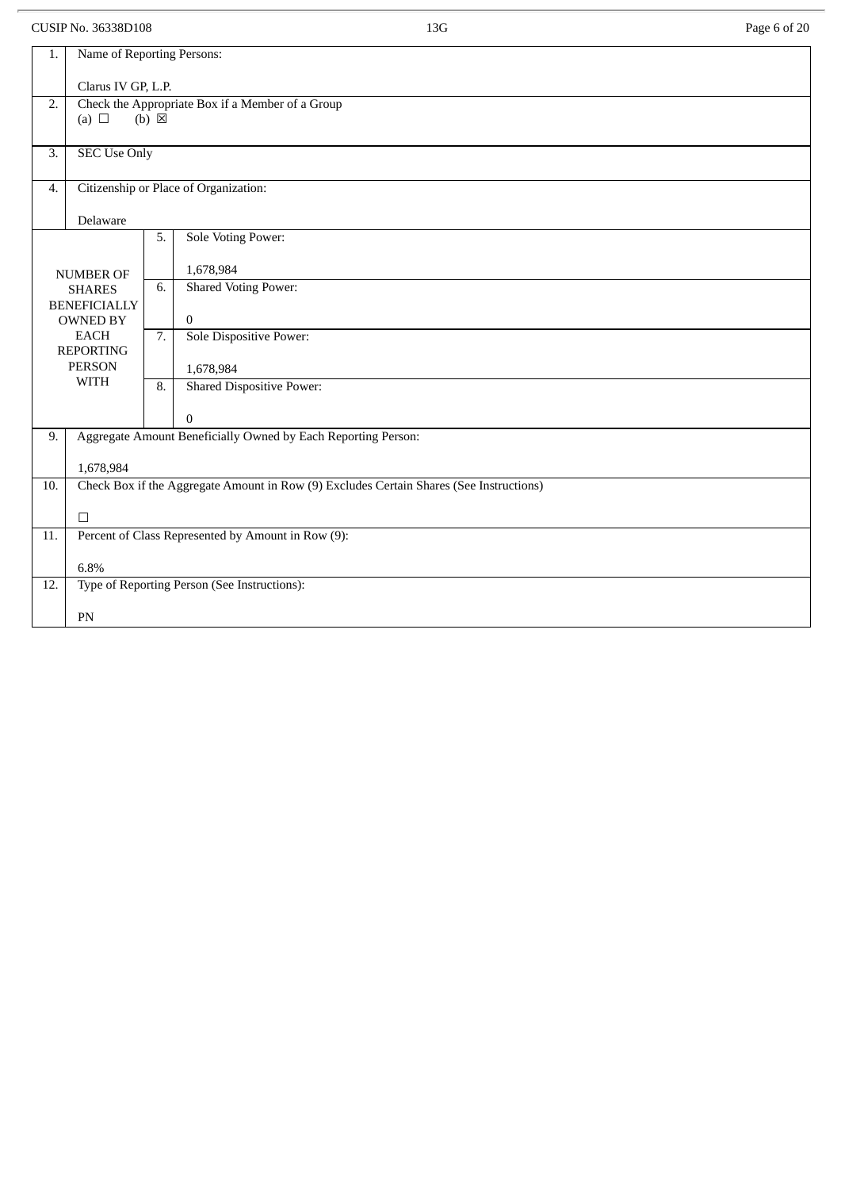CUSIP No. 36338D108 13G

| | | | |
|---|---|---|---|
| 1. | Name of Reporting Persons:<br><br>Clarus IV GP, L.P. | | |
| 2. | Check the Appropriate Box if a Member of a Group<br>(a) ☐ (b) ☒ | | |
| 3. | SEC Use Only | | |
| 4. | Citizenship or Place of Organization:<br><br>Delaware | | |
| NUMBER OF SHARES BENEFICIALLY OWNED BY EACH REPORTING PERSON WITH | 5. | Sole Voting Power:<br><br>1,678,984 | |
| | 6. | Shared Voting Power:<br><br>0 | |
| | 7. | Sole Dispositive Power:<br><br>1,678,984 | |
| | 8. | Shared Dispositive Power:<br><br>0 | |
| 9. | Aggregate Amount Beneficially Owned by Each Reporting Person:<br><br>1,678,984 | | |
| 10. | Check Box if the Aggregate Amount in Row (9) Excludes Certain Shares (See Instructions)<br><br>☐ | | |
| 11. | Percent of Class Represented by Amount in Row (9):<br><br>6.8% | | |
| 12. | Type of Reporting Person (See Instructions):<br><br>PN | | |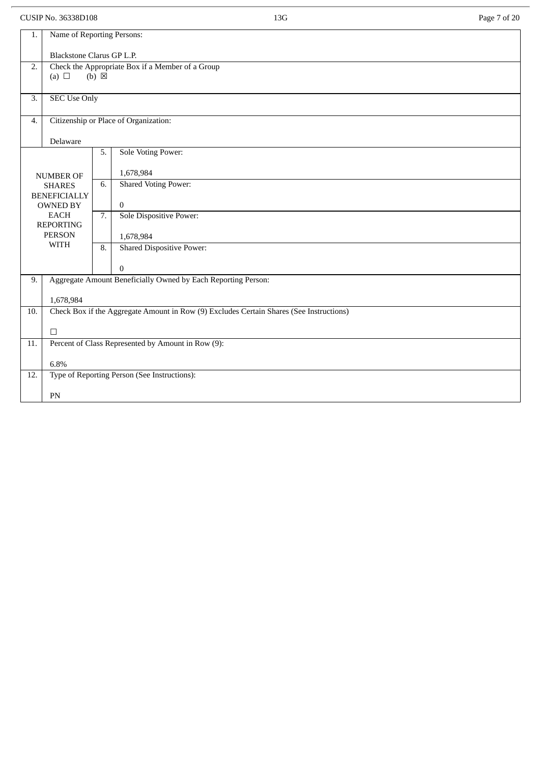CUSIP No. 36338D108

| 1. | Name of Reporting Persons:<br><br>Blackstone Clarus GP L.P. | |
|---|---|---|
| 2. | Check the Appropriate Box if a Member of a Group<br>(a) ☐ (b) ☒ | |
| 3. | SEC Use Only | |
| 4. | Citizenship or Place of Organization:<br><br>Delaware | |
| NUMBER OF SHARES BENEFICIALLY OWNED BY EACH REPORTING PERSON WITH | 5. | Sole Voting Power:<br><br>1,678,984 |
| | 6. | Shared Voting Power:<br><br>0 |
| | 7. | Sole Dispositive Power:<br><br>1,678,984 |
| | 8. | Shared Dispositive Power:<br><br>0 |
| 9. | Aggregate Amount Beneficially Owned by Each Reporting Person:<br><br>1,678,984 | |
| 10. | Check Box if the Aggregate Amount in Row (9) Excludes Certain Shares (See Instructions)<br><br>☐ | |
| 11. | Percent of Class Represented by Amount in Row (9):<br><br>6.8% | |
| 12. | Type of Reporting Person (See Instructions):<br><br>PN | |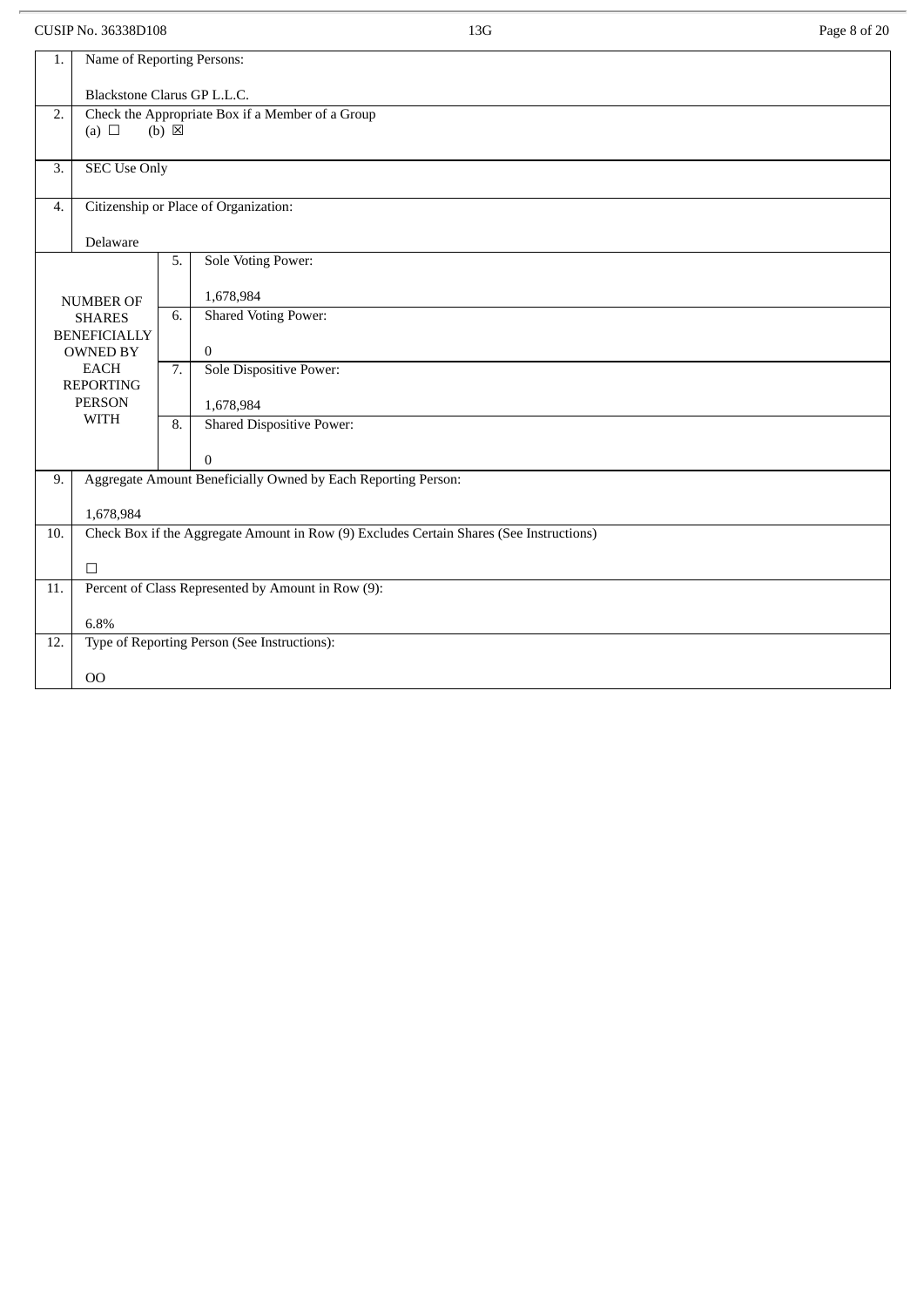| 1. | Name of Reporting Persons:<br><br>Blackstone Clarus GP L.L.C. | | |
|---|---|---|---|
| 2. | Check the Appropriate Box if a Member of a Group<br>(a) ☐ (b) ☒ | | |
| 3. | SEC Use Only | | |
| 4. | Citizenship or Place of Organization:<br><br>Delaware | | |
| NUMBER OF SHARES BENEFICIALLY OWNED BY EACH REPORTING PERSON WITH | | 5. | Sole Voting Power:<br><br>1,678,984 |
| | | 6. | Shared Voting Power:<br><br>0 |
| | | 7. | Sole Dispositive Power:<br><br>1,678,984 |
| | | 8. | Shared Dispositive Power:<br><br>0 |
| 9. | Aggregate Amount Beneficially Owned by Each Reporting Person:<br><br>1,678,984 | | |
| 10. | Check Box if the Aggregate Amount in Row (9) Excludes Certain Shares (See Instructions)<br><br>☐ | | |
| 11. | Percent of Class Represented by Amount in Row (9):<br><br>6.8% | | |
| 12. | Type of Reporting Person (See Instructions):<br><br>OO | | |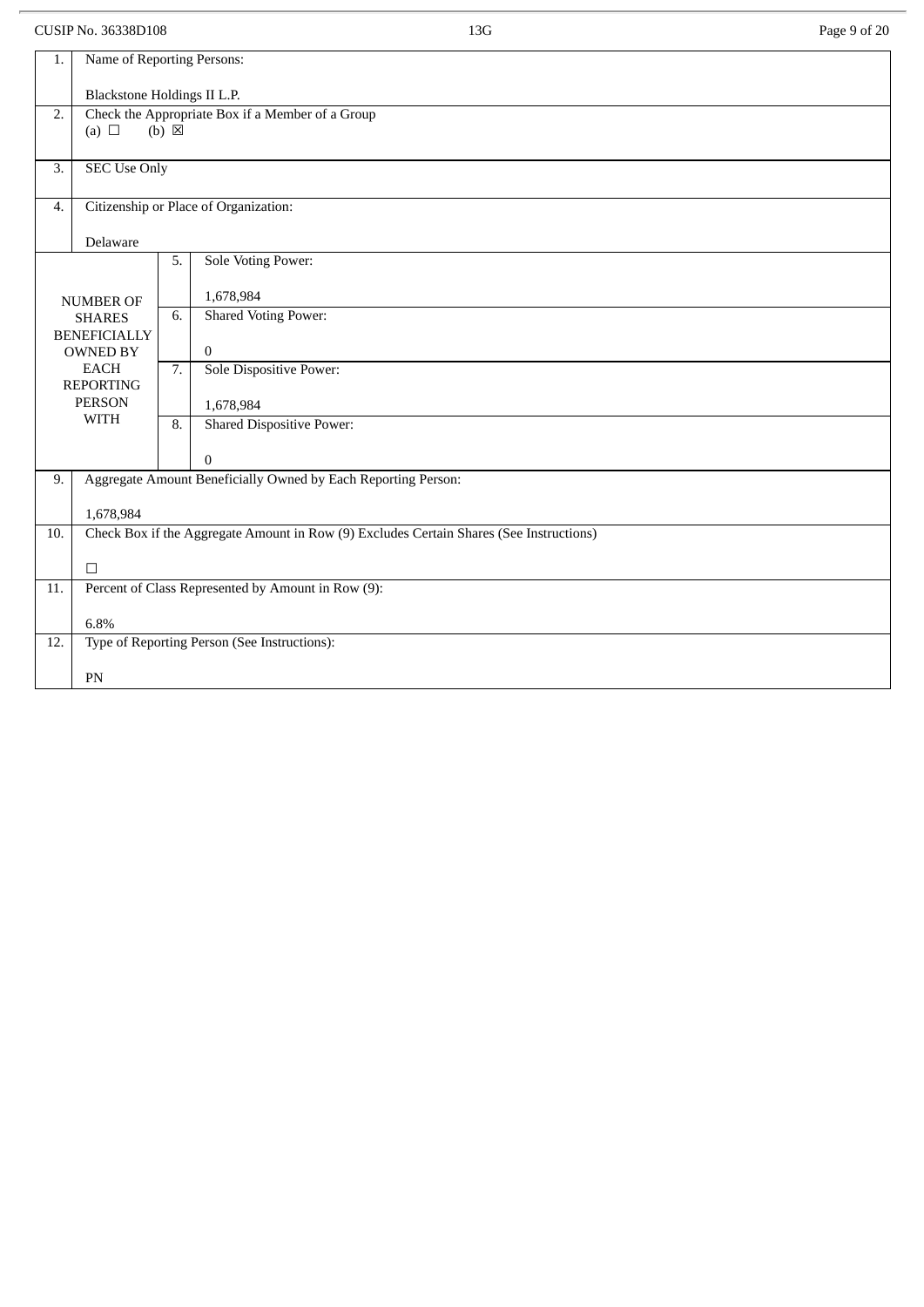CUSIP No. 36338D108

| | | | |
|---|---|---|---|
| 1. | Name of Reporting Persons:<br><br>Blackstone Holdings II L.P. | | |
| 2. | Check the Appropriate Box if a Member of a Group<br>(a) ☐ (b) ☒ | | |
| 3. | SEC Use Only | | |
| 4. | Citizenship or Place of Organization:<br><br>Delaware | | |
| NUMBER OF SHARES BENEFICIALLY OWNED BY EACH REPORTING PERSON WITH | 5. | Sole Voting Power:<br><br>1,678,984 | |
| | 6. | Shared Voting Power:<br><br>0 | |
| | 7. | Sole Dispositive Power:<br><br>1,678,984 | |
| | 8. | Shared Dispositive Power:<br><br>0 | |
| 9. | Aggregate Amount Beneficially Owned by Each Reporting Person:<br><br>1,678,984 | | |
| 10. | Check Box if the Aggregate Amount in Row (9) Excludes Certain Shares (See Instructions)<br><br>☐ | | |
| 11. | Percent of Class Represented by Amount in Row (9):<br><br>6.8% | | |
| 12. | Type of Reporting Person (See Instructions):<br><br>PN | | |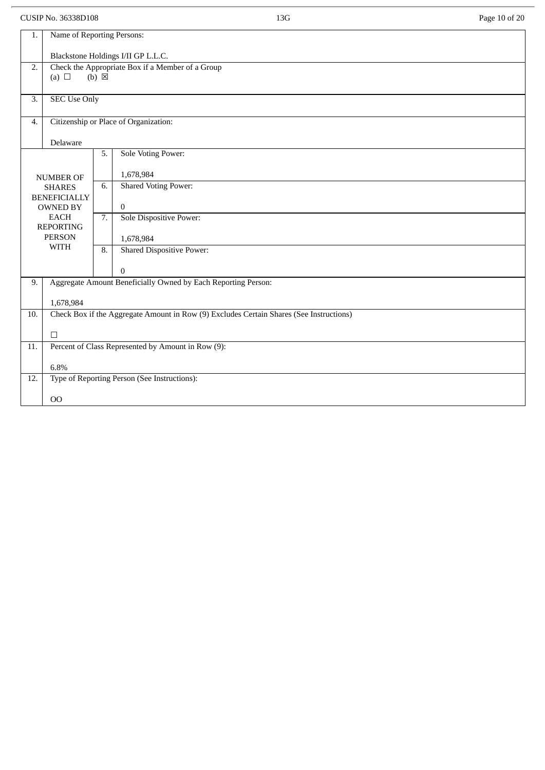CUSIP No. 36338D108 | 13G

| 1. | Name of Reporting Persons:<br><br>Blackstone Holdings I/II GP L.L.C. | |
|---|---|---|
| 2. | Check the Appropriate Box if a Member of a Group<br>(a) ☐ (b) ☒ | |
| 3. | SEC Use Only | |
| 4. | Citizenship or Place of Organization:<br><br>Delaware | |
| NUMBER OF SHARES BENEFICIALLY OWNED BY EACH REPORTING PERSON WITH | 5. | Sole Voting Power:<br><br>1,678,984 |
| | 6. | Shared Voting Power:<br><br>0 |
| | 7. | Sole Dispositive Power:<br><br>1,678,984 |
| | 8. | Shared Dispositive Power:<br><br>0 |
| 9. | Aggregate Amount Beneficially Owned by Each Reporting Person:<br><br>1,678,984 | |
| 10. | Check Box if the Aggregate Amount in Row (9) Excludes Certain Shares (See Instructions)<br><br>☐ | |
| 11. | Percent of Class Represented by Amount in Row (9):<br><br>6.8% | |
| 12. | Type of Reporting Person (See Instructions):<br><br>OO | |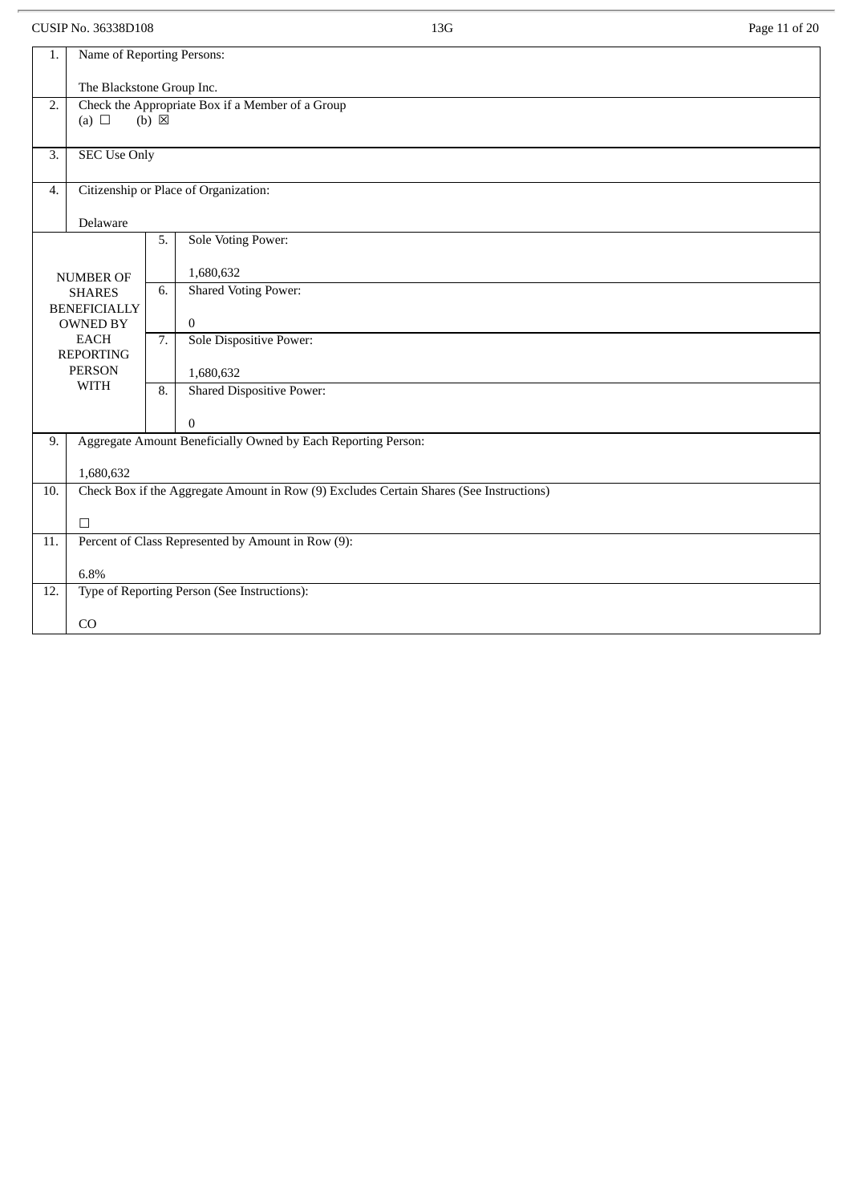CUSIP No. 36338D108

| | | | |
|---|---|---|---|
| 1. | Name of Reporting Persons:<br><br>The Blackstone Group Inc. | | |
| 2. | Check the Appropriate Box if a Member of a Group<br>(a) ☐ (b) ☒ | | |
| 3. | SEC Use Only | | |
| 4. | Citizenship or Place of Organization:<br><br>Delaware | | |
| NUMBER OF SHARES BENEFICIALLY OWNED BY EACH REPORTING PERSON WITH | | 5. | Sole Voting Power:<br><br>1,680,632 |
| | | 6. | Shared Voting Power:<br><br>0 |
| | | 7. | Sole Dispositive Power:<br><br>1,680,632 |
| | | 8. | Shared Dispositive Power:<br><br>0 |
| 9. | Aggregate Amount Beneficially Owned by Each Reporting Person:<br><br>1,680,632 | | |
| 10. | Check Box if the Aggregate Amount in Row (9) Excludes Certain Shares (See Instructions)<br><br>☐ | | |
| 11. | Percent of Class Represented by Amount in Row (9):<br><br>6.8% | | |
| 12. | Type of Reporting Person (See Instructions):<br><br>CO | | |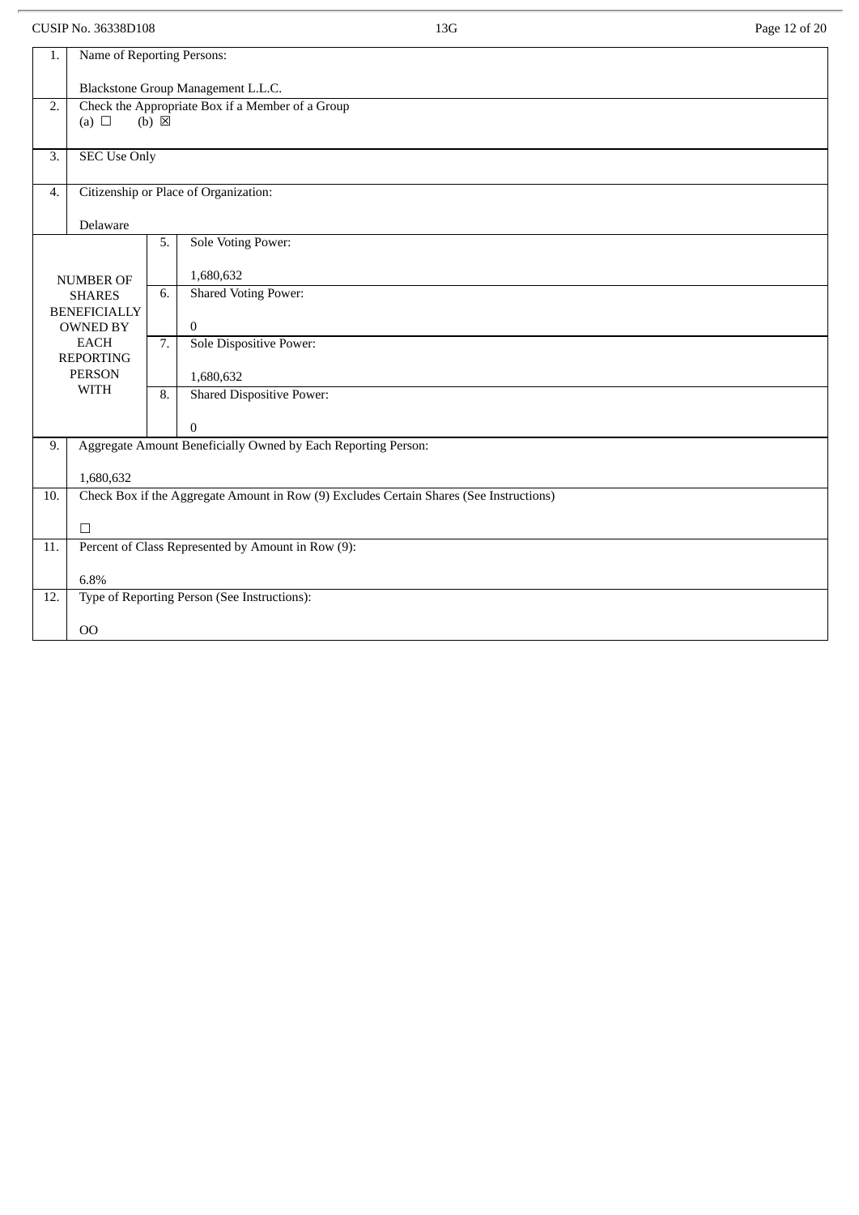| | | | |
|---|---|---|---|
| 1. | Name of Reporting Persons:<br><br>Blackstone Group Management L.L.C. | | |
| 2. | Check the Appropriate Box if a Member of a Group<br>(a) ☐ (b) ☒ | | |
| 3. | SEC Use Only | | |
| 4. | Citizenship or Place of Organization:<br><br>Delaware | | |
| NUMBER OF SHARES BENEFICIALLY OWNED BY EACH REPORTING PERSON WITH | | 5. | Sole Voting Power:<br><br>1,680,632 |
| | | 6. | Shared Voting Power:<br><br>0 |
| | | 7. | Sole Dispositive Power:<br><br>1,680,632 |
| | | 8. | Shared Dispositive Power:<br><br>0 |
| 9. | Aggregate Amount Beneficially Owned by Each Reporting Person:<br><br>1,680,632 | | |
| 10. | Check Box if the Aggregate Amount in Row (9) Excludes Certain Shares (See Instructions)<br><br>☐ | | |
| 11. | Percent of Class Represented by Amount in Row (9):<br><br>6.8% | | |
| 12. | Type of Reporting Person (See Instructions):<br><br>OO | | |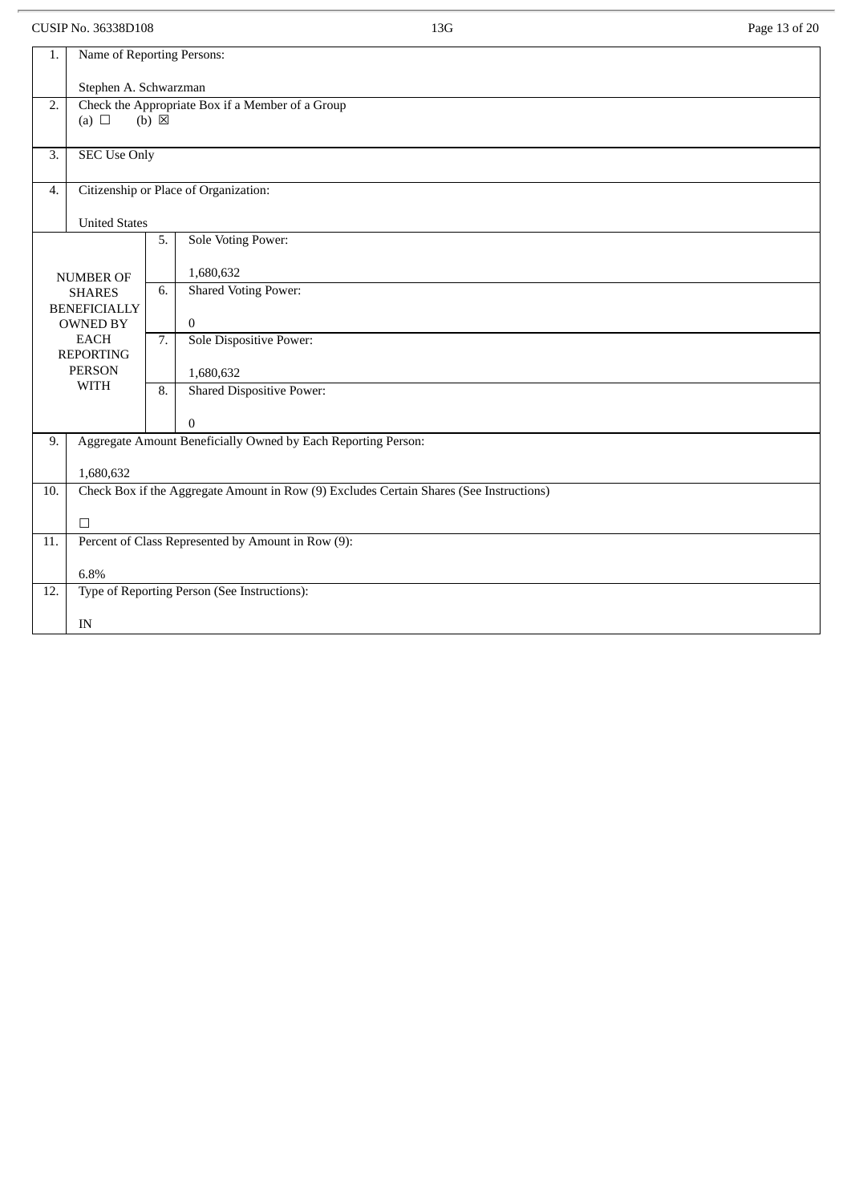CUSIP No. 36338D108

| | | | |
|---|---|---|---|
| 1. | Name of Reporting Persons:<br><br>Stephen A. Schwarzman | | |
| 2. | Check the Appropriate Box if a Member of a Group<br>(a) ☐ (b) ☒ | | |
| 3. | SEC Use Only | | |
| 4. | Citizenship or Place of Organization:<br><br>United States | | |
| NUMBER OF SHARES BENEFICIALLY OWNED BY EACH REPORTING PERSON WITH | 5. | Sole Voting Power:<br><br>1,680,632 | |
| | 6. | Shared Voting Power:<br><br>0 | |
| | 7. | Sole Dispositive Power:<br><br>1,680,632 | |
| | 8. | Shared Dispositive Power:<br><br>0 | |
| 9. | Aggregate Amount Beneficially Owned by Each Reporting Person:<br><br>1,680,632 | | |
| 10. | Check Box if the Aggregate Amount in Row (9) Excludes Certain Shares (See Instructions)<br><br>☐ | | |
| 11. | Percent of Class Represented by Amount in Row (9):<br><br>6.8% | | |
| 12. | Type of Reporting Person (See Instructions):<br><br>IN | | |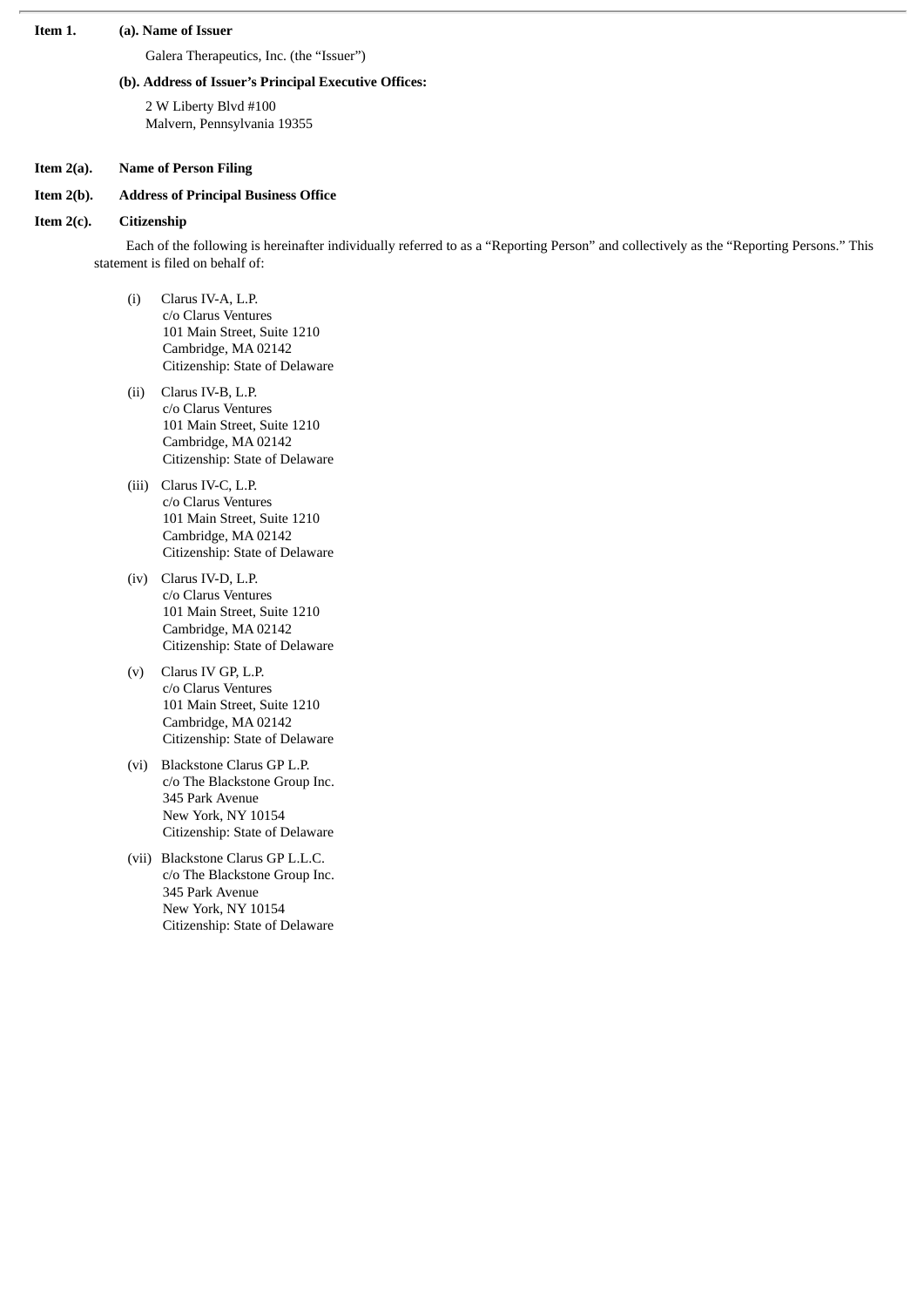**Item 1. (a). Name of Issuer**

Galera Therapeutics, Inc. (the “Issuer”)

**(b). Address of Issuer’s Principal Executive Offices:**

2 W Liberty Blvd #100
Malvern, Pennsylvania 19355

**Item 2(a). Name of Person Filing**

**Item 2(b). Address of Principal Business Office**

**Item 2(c). Citizenship**

Each of the following is hereinafter individually referred to as a “Reporting Person” and collectively as the “Reporting Persons.” This statement is filed on behalf of:

(i) Clarus IV-A, L.P.
c/o Clarus Ventures
101 Main Street, Suite 1210
Cambridge, MA 02142
Citizenship: State of Delaware

(ii) Clarus IV-B, L.P.
c/o Clarus Ventures
101 Main Street, Suite 1210
Cambridge, MA 02142
Citizenship: State of Delaware

(iii) Clarus IV-C, L.P.
c/o Clarus Ventures
101 Main Street, Suite 1210
Cambridge, MA 02142
Citizenship: State of Delaware

(iv) Clarus IV-D, L.P.
c/o Clarus Ventures
101 Main Street, Suite 1210
Cambridge, MA 02142
Citizenship: State of Delaware

(v) Clarus IV GP, L.P.
c/o Clarus Ventures
101 Main Street, Suite 1210
Cambridge, MA 02142
Citizenship: State of Delaware

(vi) Blackstone Clarus GP L.P.
c/o The Blackstone Group Inc.
345 Park Avenue
New York, NY 10154
Citizenship: State of Delaware

(vii) Blackstone Clarus GP L.L.C.
c/o The Blackstone Group Inc.
345 Park Avenue
New York, NY 10154
Citizenship: State of Delaware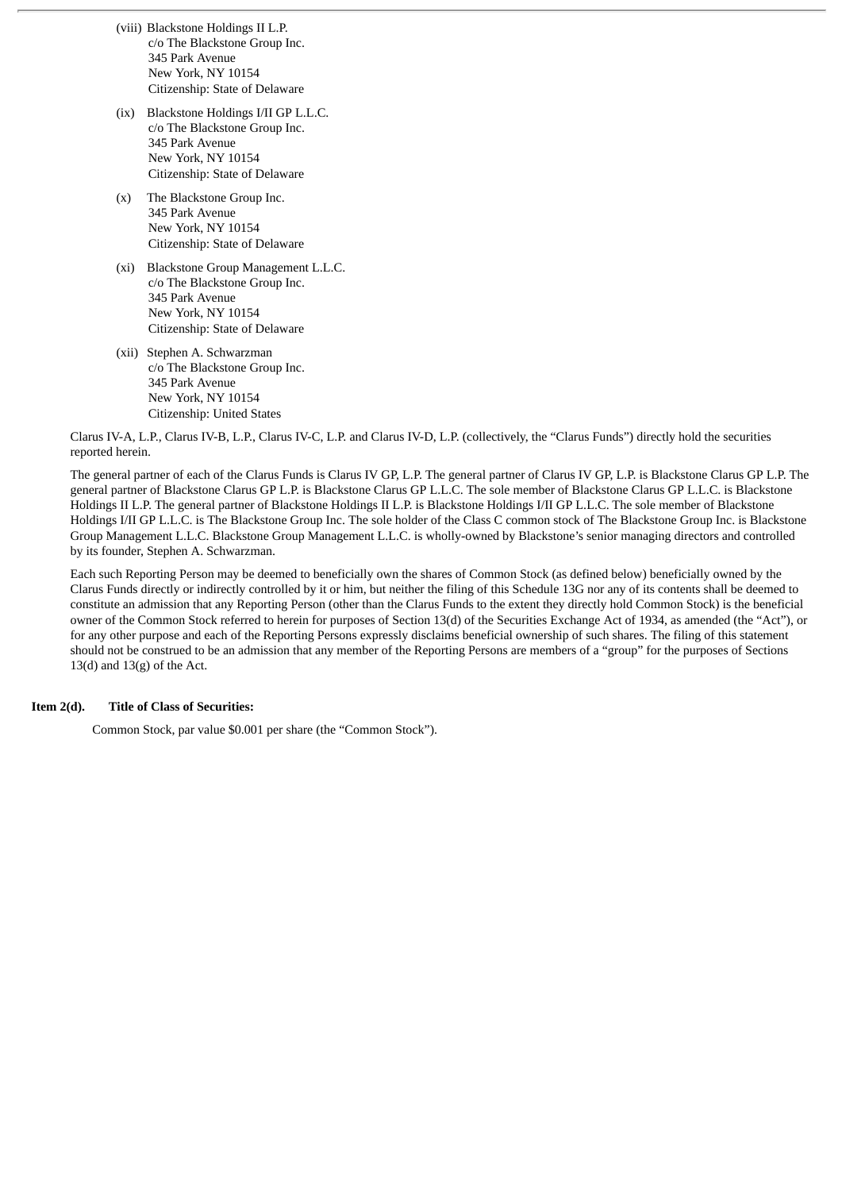(viii) Blackstone Holdings II L.P.
c/o The Blackstone Group Inc.
345 Park Avenue
New York, NY 10154
Citizenship: State of Delaware

(ix) Blackstone Holdings I/II GP L.L.C.
c/o The Blackstone Group Inc.
345 Park Avenue
New York, NY 10154
Citizenship: State of Delaware

(x) The Blackstone Group Inc.
345 Park Avenue
New York, NY 10154
Citizenship: State of Delaware

(xi) Blackstone Group Management L.L.C.
c/o The Blackstone Group Inc.
345 Park Avenue
New York, NY 10154
Citizenship: State of Delaware

(xii) Stephen A. Schwarzman
c/o The Blackstone Group Inc.
345 Park Avenue
New York, NY 10154
Citizenship: United States

Clarus IV-A, L.P., Clarus IV-B, L.P., Clarus IV-C, L.P. and Clarus IV-D, L.P. (collectively, the "Clarus Funds") directly hold the securities reported herein.

The general partner of each of the Clarus Funds is Clarus IV GP, L.P. The general partner of Clarus IV GP, L.P. is Blackstone Clarus GP L.P. The general partner of Blackstone Clarus GP L.P. is Blackstone Clarus GP L.L.C. The sole member of Blackstone Clarus GP L.L.C. is Blackstone Holdings II L.P. The general partner of Blackstone Holdings II L.P. is Blackstone Holdings I/II GP L.L.C. The sole member of Blackstone Holdings I/II GP L.L.C. is The Blackstone Group Inc. The sole holder of the Class C common stock of The Blackstone Group Inc. is Blackstone Group Management L.L.C. Blackstone Group Management L.L.C. is wholly-owned by Blackstone's senior managing directors and controlled by its founder, Stephen A. Schwarzman.

Each such Reporting Person may be deemed to beneficially own the shares of Common Stock (as defined below) beneficially owned by the Clarus Funds directly or indirectly controlled by it or him, but neither the filing of this Schedule 13G nor any of its contents shall be deemed to constitute an admission that any Reporting Person (other than the Clarus Funds to the extent they directly hold Common Stock) is the beneficial owner of the Common Stock referred to herein for purposes of Section 13(d) of the Securities Exchange Act of 1934, as amended (the "Act"), or for any other purpose and each of the Reporting Persons expressly disclaims beneficial ownership of such shares. The filing of this statement should not be construed to be an admission that any member of the Reporting Persons are members of a "group" for the purposes of Sections 13(d) and 13(g) of the Act.

**Item 2(d). Title of Class of Securities:**

Common Stock, par value $0.001 per share (the "Common Stock").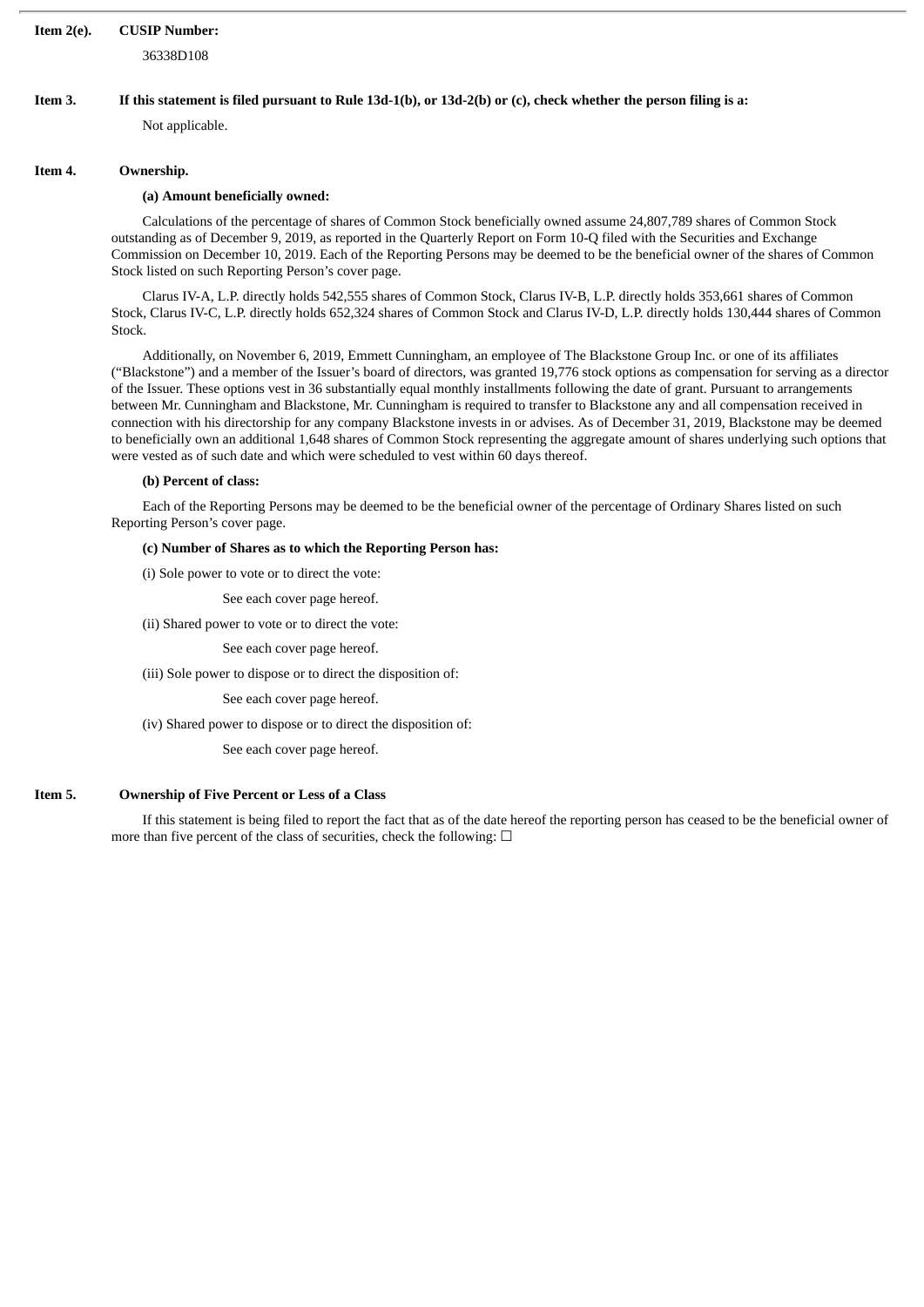**Item 2(e). CUSIP Number:**

36338D108

**Item 3. If this statement is filed pursuant to Rule 13d-1(b), or 13d-2(b) or (c), check whether the person filing is a:**

Not applicable.

**Item 4. Ownership.**

**(a) Amount beneficially owned:**

Calculations of the percentage of shares of Common Stock beneficially owned assume 24,807,789 shares of Common Stock outstanding as of December 9, 2019, as reported in the Quarterly Report on Form 10-Q filed with the Securities and Exchange Commission on December 10, 2019. Each of the Reporting Persons may be deemed to be the beneficial owner of the shares of Common Stock listed on such Reporting Person's cover page.

Clarus IV-A, L.P. directly holds 542,555 shares of Common Stock, Clarus IV-B, L.P. directly holds 353,661 shares of Common Stock, Clarus IV-C, L.P. directly holds 652,324 shares of Common Stock and Clarus IV-D, L.P. directly holds 130,444 shares of Common Stock.

Additionally, on November 6, 2019, Emmett Cunningham, an employee of The Blackstone Group Inc. or one of its affiliates ("Blackstone") and a member of the Issuer's board of directors, was granted 19,776 stock options as compensation for serving as a director of the Issuer. These options vest in 36 substantially equal monthly installments following the date of grant. Pursuant to arrangements between Mr. Cunningham and Blackstone, Mr. Cunningham is required to transfer to Blackstone any and all compensation received in connection with his directorship for any company Blackstone invests in or advises. As of December 31, 2019, Blackstone may be deemed to beneficially own an additional 1,648 shares of Common Stock representing the aggregate amount of shares underlying such options that were vested as of such date and which were scheduled to vest within 60 days thereof.

**(b) Percent of class:**

Each of the Reporting Persons may be deemed to be the beneficial owner of the percentage of Ordinary Shares listed on such Reporting Person's cover page.

**(c) Number of Shares as to which the Reporting Person has:**

(i) Sole power to vote or to direct the vote:

See each cover page hereof.

(ii) Shared power to vote or to direct the vote:

See each cover page hereof.

(iii) Sole power to dispose or to direct the disposition of:

See each cover page hereof.

(iv) Shared power to dispose or to direct the disposition of:

See each cover page hereof.

**Item 5. Ownership of Five Percent or Less of a Class**

If this statement is being filed to report the fact that as of the date hereof the reporting person has ceased to be the beneficial owner of more than five percent of the class of securities, check the following: ☐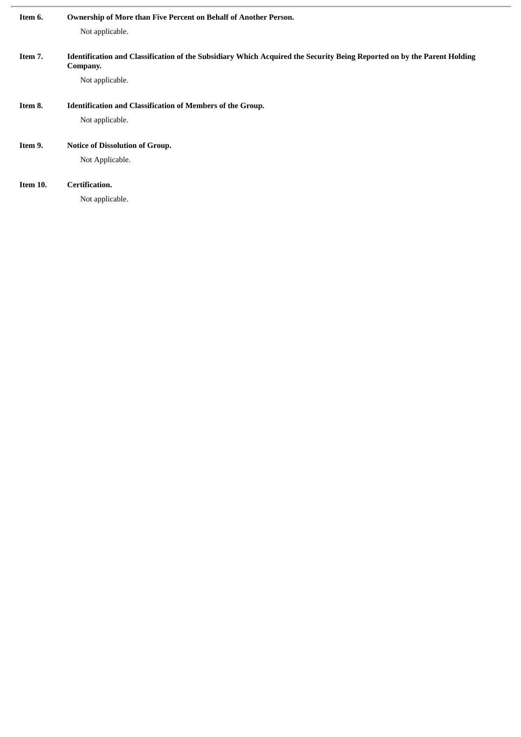**Item 6. Ownership of More than Five Percent on Behalf of Another Person.**

Not applicable.

**Item 7. Identification and Classification of the Subsidiary Which Acquired the Security Being Reported on by the Parent Holding Company.**

Not applicable.

**Item 8. Identification and Classification of Members of the Group.**

Not applicable.

**Item 9. Notice of Dissolution of Group.**

Not Applicable.

**Item 10. Certification.**

Not applicable.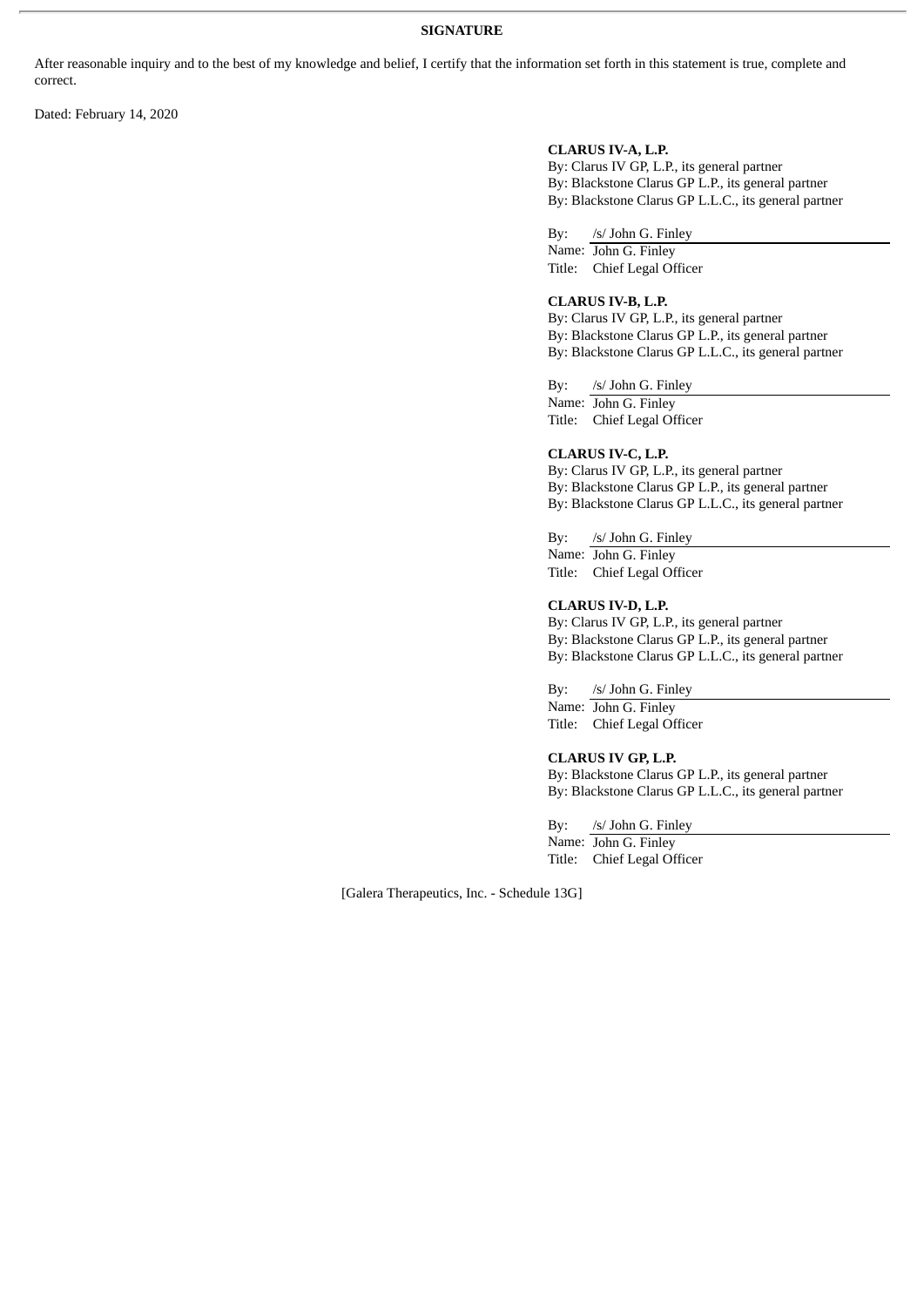## SIGNATURE

After reasonable inquiry and to the best of my knowledge and belief, I certify that the information set forth in this statement is true, complete and correct.

Dated: February 14, 2020

**CLARUS IV-A, L.P.**
By: Clarus IV GP, L.P., its general partner
By: Blackstone Clarus GP L.P., its general partner
By: Blackstone Clarus GP L.L.C., its general partner

By: /s/ John G. Finley
Name: John G. Finley
Title: Chief Legal Officer

**CLARUS IV-B, L.P.**
By: Clarus IV GP, L.P., its general partner
By: Blackstone Clarus GP L.P., its general partner
By: Blackstone Clarus GP L.L.C., its general partner

By: /s/ John G. Finley
Name: John G. Finley
Title: Chief Legal Officer

**CLARUS IV-C, L.P.**
By: Clarus IV GP, L.P., its general partner
By: Blackstone Clarus GP L.P., its general partner
By: Blackstone Clarus GP L.L.C., its general partner

By: /s/ John G. Finley
Name: John G. Finley
Title: Chief Legal Officer

**CLARUS IV-D, L.P.**
By: Clarus IV GP, L.P., its general partner
By: Blackstone Clarus GP L.P., its general partner
By: Blackstone Clarus GP L.L.C., its general partner

By: /s/ John G. Finley
Name: John G. Finley
Title: Chief Legal Officer

**CLARUS IV GP, L.P.**
By: Blackstone Clarus GP L.P., its general partner
By: Blackstone Clarus GP L.L.C., its general partner

By: /s/ John G. Finley
Name: John G. Finley
Title: Chief Legal Officer

[Galera Therapeutics, Inc. - Schedule 13G]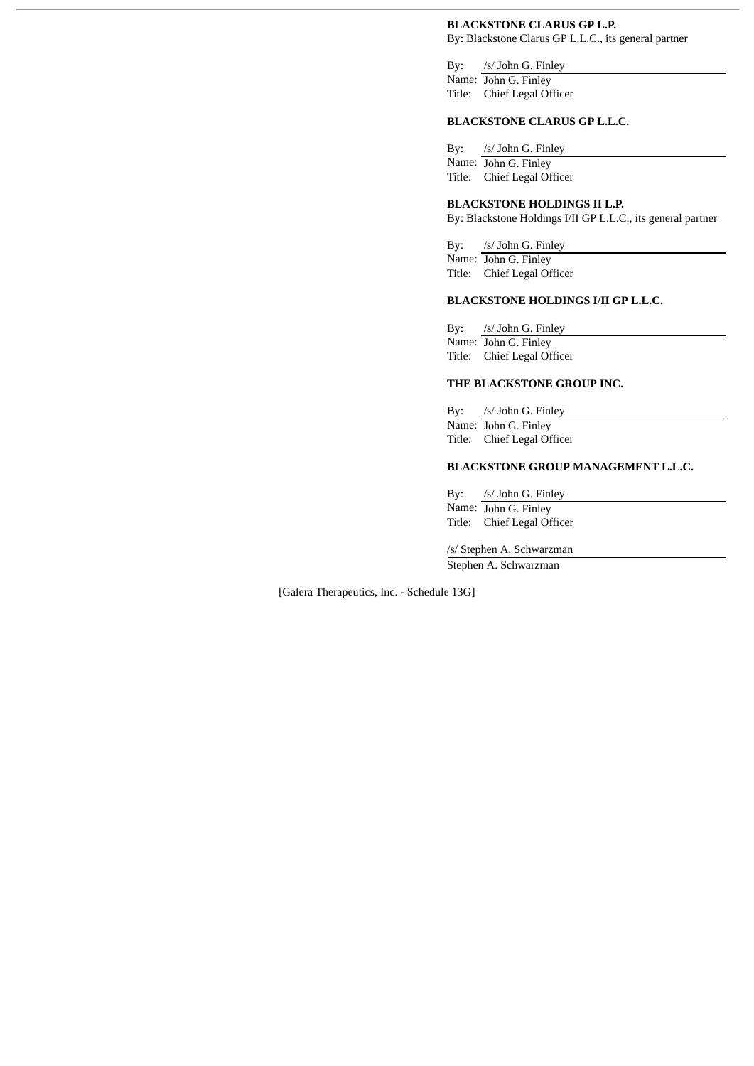**BLACKSTONE CLARUS GP L.P.**
By: Blackstone Clarus GP L.L.C., its general partner

By: /s/ John G. Finley
Name: John G. Finley
Title: Chief Legal Officer

**BLACKSTONE CLARUS GP L.L.C.**

By: /s/ John G. Finley
Name: John G. Finley
Title: Chief Legal Officer

**BLACKSTONE HOLDINGS II L.P.**
By: Blackstone Holdings I/II GP L.L.C., its general partner

By: /s/ John G. Finley
Name: John G. Finley
Title: Chief Legal Officer

**BLACKSTONE HOLDINGS I/II GP L.L.C.**

By: /s/ John G. Finley
Name: John G. Finley
Title: Chief Legal Officer

**THE BLACKSTONE GROUP INC.**

By: /s/ John G. Finley
Name: John G. Finley
Title: Chief Legal Officer

**BLACKSTONE GROUP MANAGEMENT L.L.C.**

By: /s/ John G. Finley
Name: John G. Finley
Title: Chief Legal Officer

/s/ Stephen A. Schwarzman
Stephen A. Schwarzman

[Galera Therapeutics, Inc. - Schedule 13G]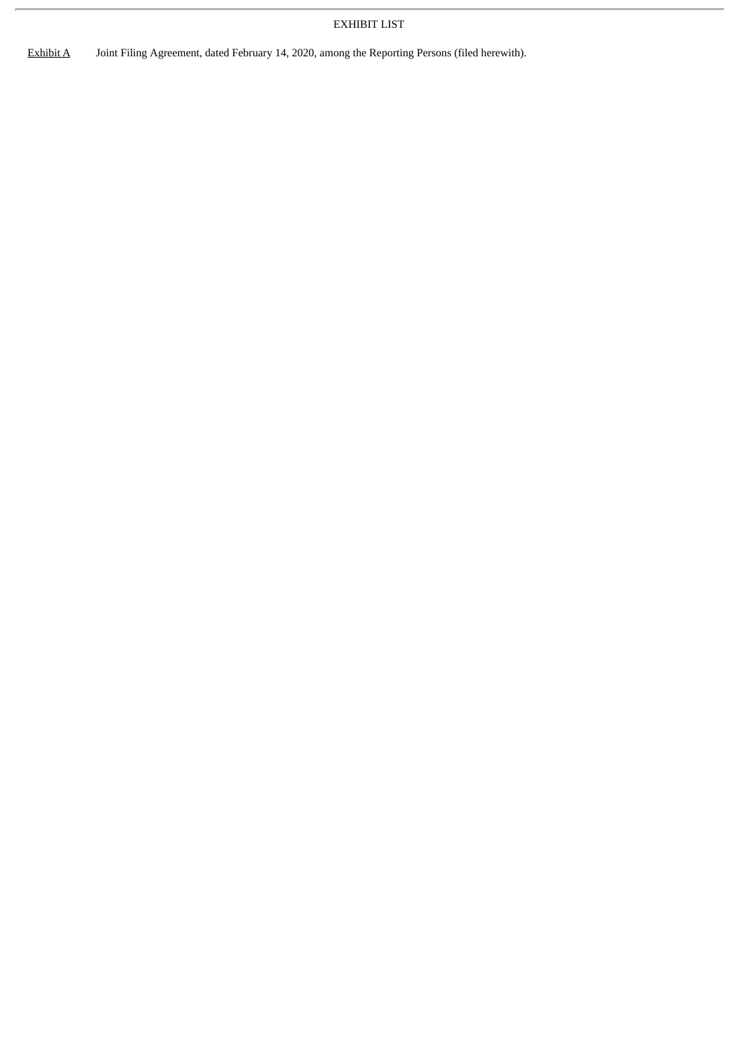EXHIBIT LIST

| | |
|---|---|
| Exhibit A | Joint Filing Agreement, dated February 14, 2020, among the Reporting Persons (filed herewith). |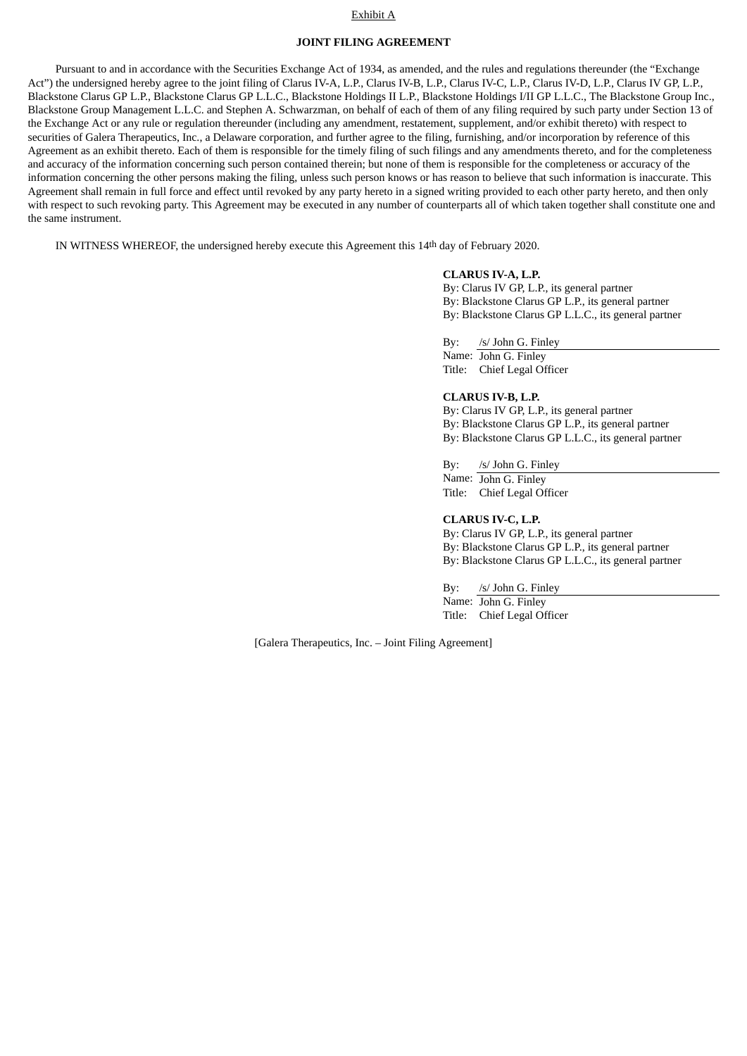Exhibit A

**JOINT FILING AGREEMENT**

Pursuant to and in accordance with the Securities Exchange Act of 1934, as amended, and the rules and regulations thereunder (the "Exchange Act") the undersigned hereby agree to the joint filing of Clarus IV-A, L.P., Clarus IV-B, L.P., Clarus IV-C, L.P., Clarus IV-D, L.P., Clarus IV GP, L.P., Blackstone Clarus GP L.P., Blackstone Clarus GP L.L.C., Blackstone Holdings II L.P., Blackstone Holdings I/II GP L.L.C., The Blackstone Group Inc., Blackstone Group Management L.L.C. and Stephen A. Schwarzman, on behalf of each of them of any filing required by such party under Section 13 of the Exchange Act or any rule or regulation thereunder (including any amendment, restatement, supplement, and/or exhibit thereto) with respect to securities of Galera Therapeutics, Inc., a Delaware corporation, and further agree to the filing, furnishing, and/or incorporation by reference of this Agreement as an exhibit thereto. Each of them is responsible for the timely filing of such filings and any amendments thereto, and for the completeness and accuracy of the information concerning such person contained therein; but none of them is responsible for the completeness or accuracy of the information concerning the other persons making the filing, unless such person knows or has reason to believe that such information is inaccurate. This Agreement shall remain in full force and effect until revoked by any party hereto in a signed writing provided to each other party hereto, and then only with respect to such revoking party. This Agreement may be executed in any number of counterparts all of which taken together shall constitute one and the same instrument.

IN WITNESS WHEREOF, the undersigned hereby execute this Agreement this 14th day of February 2020.

**CLARUS IV-A, L.P.**
By: Clarus IV GP, L.P., its general partner
By: Blackstone Clarus GP L.P., its general partner
By: Blackstone Clarus GP L.L.C., its general partner

By: /s/ John G. Finley
Name: John G. Finley
Title: Chief Legal Officer

**CLARUS IV-B, L.P.**
By: Clarus IV GP, L.P., its general partner
By: Blackstone Clarus GP L.P., its general partner
By: Blackstone Clarus GP L.L.C., its general partner

By: /s/ John G. Finley
Name: John G. Finley
Title: Chief Legal Officer

**CLARUS IV-C, L.P.**
By: Clarus IV GP, L.P., its general partner
By: Blackstone Clarus GP L.P., its general partner
By: Blackstone Clarus GP L.L.C., its general partner

By: /s/ John G. Finley
Name: John G. Finley
Title: Chief Legal Officer

[Galera Therapeutics, Inc. – Joint Filing Agreement]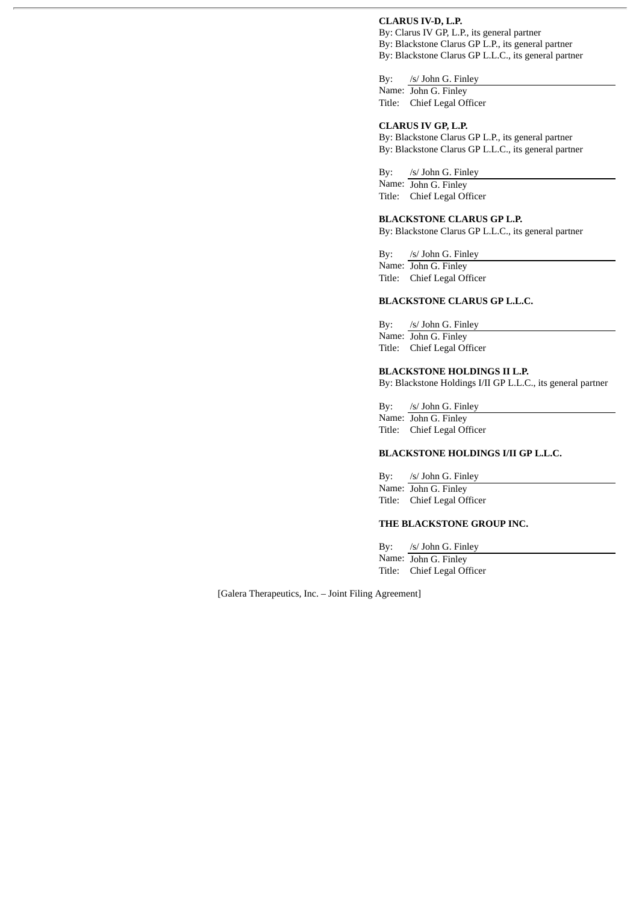**CLARUS IV-D, L.P.**

By: Clarus IV GP, L.P., its general partner
By: Blackstone Clarus GP L.P., its general partner
By: Blackstone Clarus GP L.L.C., its general partner

By: /s/ John G. Finley
Name: John G. Finley
Title: Chief Legal Officer

**CLARUS IV GP, L.P.**

By: Blackstone Clarus GP L.P., its general partner
By: Blackstone Clarus GP L.L.C., its general partner

By: /s/ John G. Finley
Name: John G. Finley
Title: Chief Legal Officer

**BLACKSTONE CLARUS GP L.P.**

By: Blackstone Clarus GP L.L.C., its general partner

By: /s/ John G. Finley
Name: John G. Finley
Title: Chief Legal Officer

**BLACKSTONE CLARUS GP L.L.C.**

By: /s/ John G. Finley
Name: John G. Finley
Title: Chief Legal Officer

**BLACKSTONE HOLDINGS II L.P.**

By: Blackstone Holdings I/II GP L.L.C., its general partner

By: /s/ John G. Finley
Name: John G. Finley
Title: Chief Legal Officer

**BLACKSTONE HOLDINGS I/II GP L.L.C.**

By: /s/ John G. Finley
Name: John G. Finley
Title: Chief Legal Officer

**THE BLACKSTONE GROUP INC.**

By: /s/ John G. Finley
Name: John G. Finley
Title: Chief Legal Officer

[Galera Therapeutics, Inc. – Joint Filing Agreement]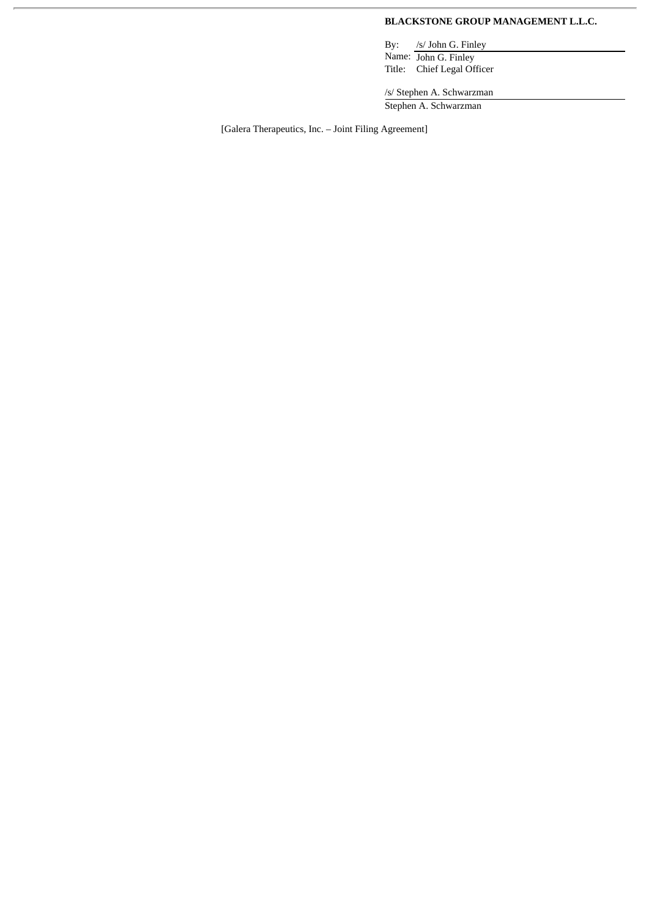**BLACKSTONE GROUP MANAGEMENT L.L.C.**

By: /s/ John G. Finley
Name: John G. Finley
Title: Chief Legal Officer

/s/ Stephen A. Schwarzman
Stephen A. Schwarzman

[Galera Therapeutics, Inc. – Joint Filing Agreement]